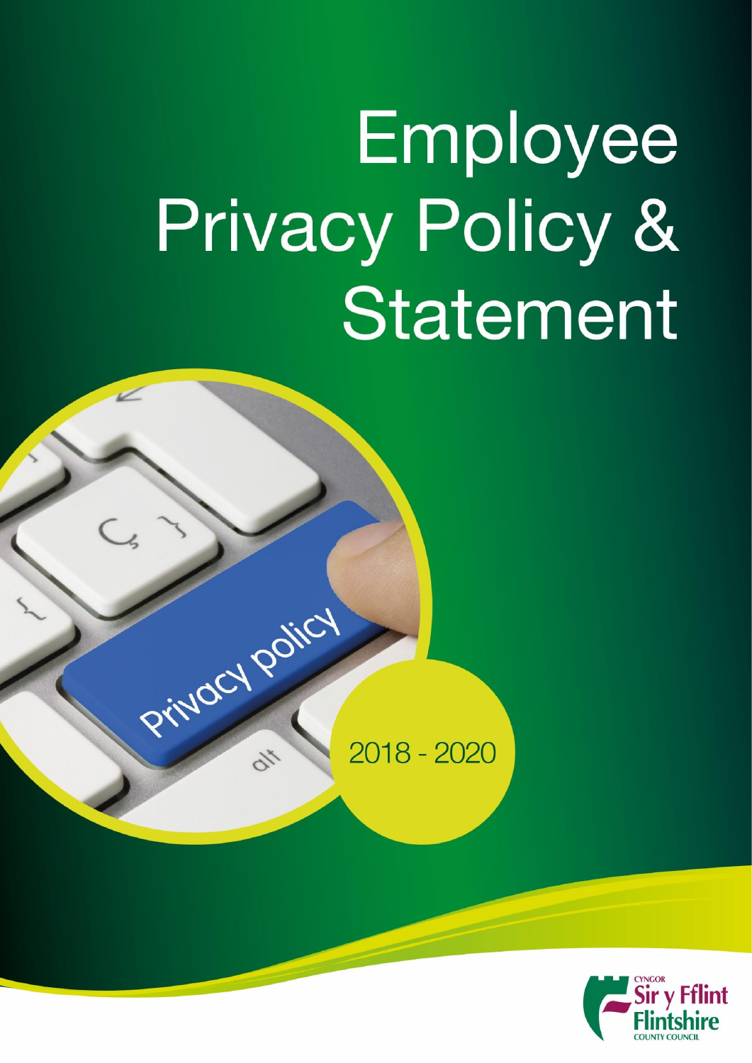# Employee Privacy Policy & Statement

2018 - 2020

Cyngor Sir y Fflint
Flintshire County Council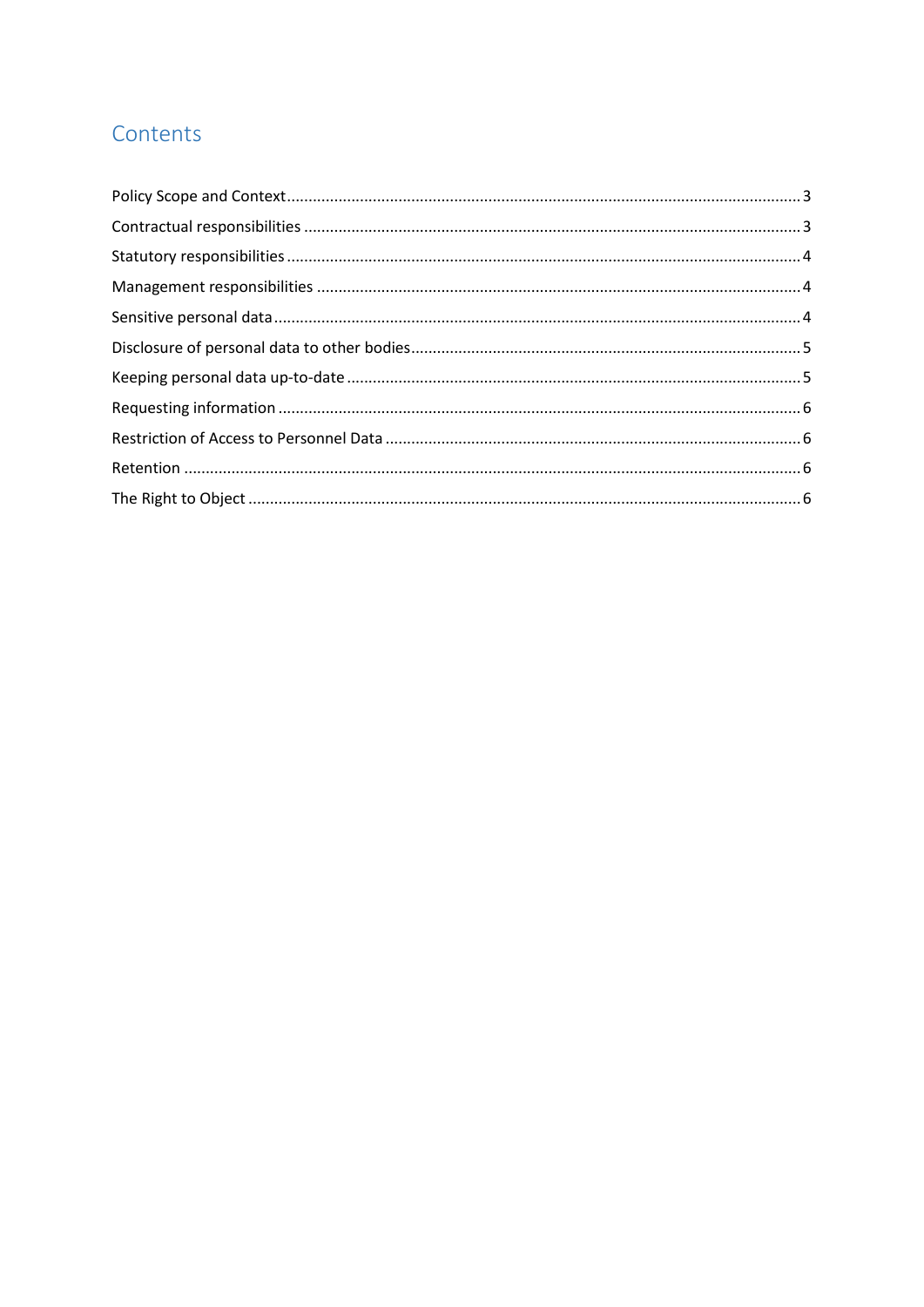# Contents

Policy Scope and Context ........................................................................ 3
Contractual responsibilities ........................................................................ 3
Statutory responsibilities ........................................................................ 4
Management responsibilities ........................................................................ 4
Sensitive personal data ........................................................................ 4
Disclosure of personal data to other bodies ........................................................................ 5
Keeping personal data up-to-date ........................................................................ 5
Requesting information ........................................................................ 6
Restriction of Access to Personnel Data ........................................................................ 6
Retention ........................................................................ 6
The Right to Object ........................................................................ 6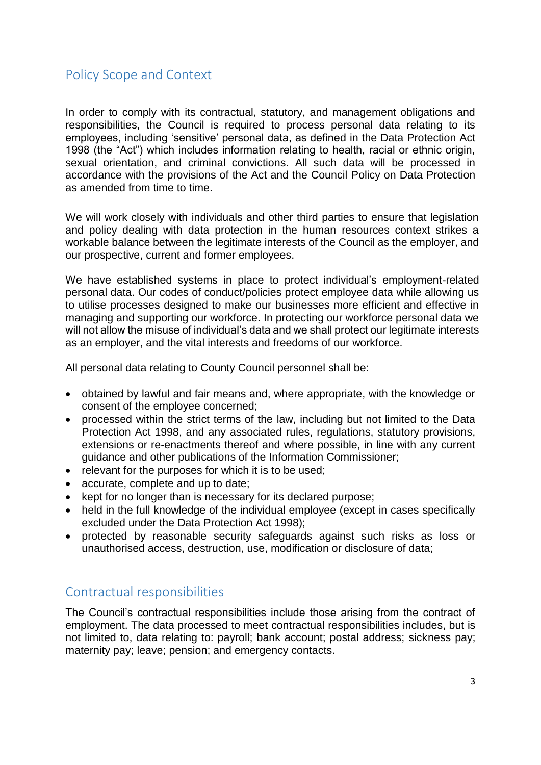## Policy Scope and Context

In order to comply with its contractual, statutory, and management obligations and responsibilities, the Council is required to process personal data relating to its employees, including 'sensitive' personal data, as defined in the Data Protection Act 1998 (the "Act") which includes information relating to health, racial or ethnic origin, sexual orientation, and criminal convictions. All such data will be processed in accordance with the provisions of the Act and the Council Policy on Data Protection as amended from time to time.

We will work closely with individuals and other third parties to ensure that legislation and policy dealing with data protection in the human resources context strikes a workable balance between the legitimate interests of the Council as the employer, and our prospective, current and former employees.

We have established systems in place to protect individual's employment-related personal data. Our codes of conduct/policies protect employee data while allowing us to utilise processes designed to make our businesses more efficient and effective in managing and supporting our workforce. In protecting our workforce personal data we will not allow the misuse of individual's data and we shall protect our legitimate interests as an employer, and the vital interests and freedoms of our workforce.

All personal data relating to County Council personnel shall be:

- obtained by lawful and fair means and, where appropriate, with the knowledge or consent of the employee concerned;
- processed within the strict terms of the law, including but not limited to the Data Protection Act 1998, and any associated rules, regulations, statutory provisions, extensions or re-enactments thereof and where possible, in line with any current guidance and other publications of the Information Commissioner;
- relevant for the purposes for which it is to be used;
- accurate, complete and up to date;
- kept for no longer than is necessary for its declared purpose;
- held in the full knowledge of the individual employee (except in cases specifically excluded under the Data Protection Act 1998);
- protected by reasonable security safeguards against such risks as loss or unauthorised access, destruction, use, modification or disclosure of data;

## Contractual responsibilities

The Council's contractual responsibilities include those arising from the contract of employment. The data processed to meet contractual responsibilities includes, but is not limited to, data relating to: payroll; bank account; postal address; sickness pay; maternity pay; leave; pension; and emergency contacts.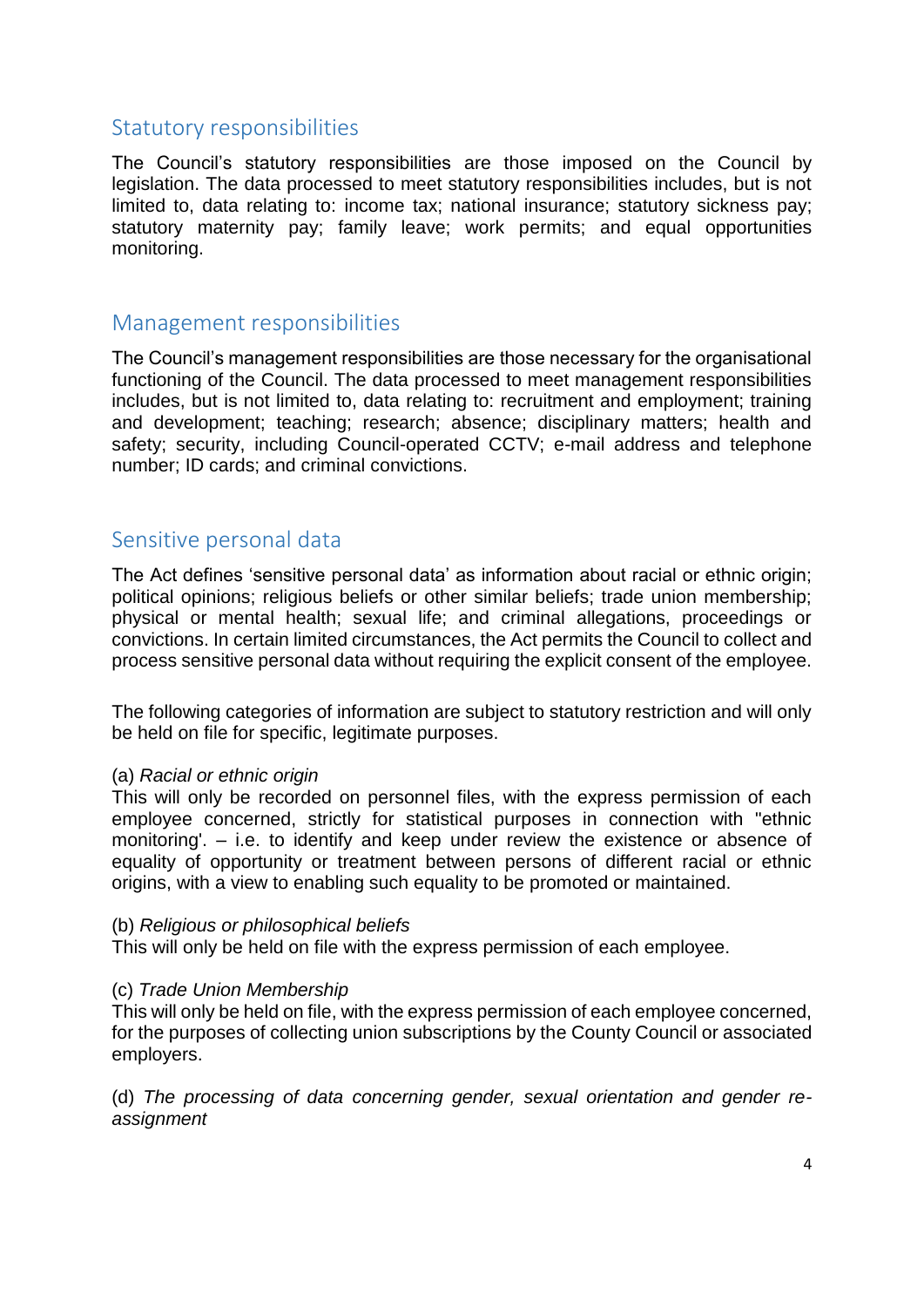## Statutory responsibilities

The Council's statutory responsibilities are those imposed on the Council by legislation. The data processed to meet statutory responsibilities includes, but is not limited to, data relating to: income tax; national insurance; statutory sickness pay; statutory maternity pay; family leave; work permits; and equal opportunities monitoring.

## Management responsibilities

The Council's management responsibilities are those necessary for the organisational functioning of the Council. The data processed to meet management responsibilities includes, but is not limited to, data relating to: recruitment and employment; training and development; teaching; research; absence; disciplinary matters; health and safety; security, including Council-operated CCTV; e-mail address and telephone number; ID cards; and criminal convictions.

## Sensitive personal data

The Act defines 'sensitive personal data' as information about racial or ethnic origin; political opinions; religious beliefs or other similar beliefs; trade union membership; physical or mental health; sexual life; and criminal allegations, proceedings or convictions. In certain limited circumstances, the Act permits the Council to collect and process sensitive personal data without requiring the explicit consent of the employee.

The following categories of information are subject to statutory restriction and will only be held on file for specific, legitimate purposes.

(a) *Racial or ethnic origin*
This will only be recorded on personnel files, with the express permission of each employee concerned, strictly for statistical purposes in connection with "ethnic monitoring'. – i.e. to identify and keep under review the existence or absence of equality of opportunity or treatment between persons of different racial or ethnic origins, with a view to enabling such equality to be promoted or maintained.

(b) *Religious or philosophical beliefs*
This will only be held on file with the express permission of each employee.

(c) *Trade Union Membership*
This will only be held on file, with the express permission of each employee concerned, for the purposes of collecting union subscriptions by the County Council or associated employers.

(d) *The processing of data concerning gender, sexual orientation and gender re-assignment*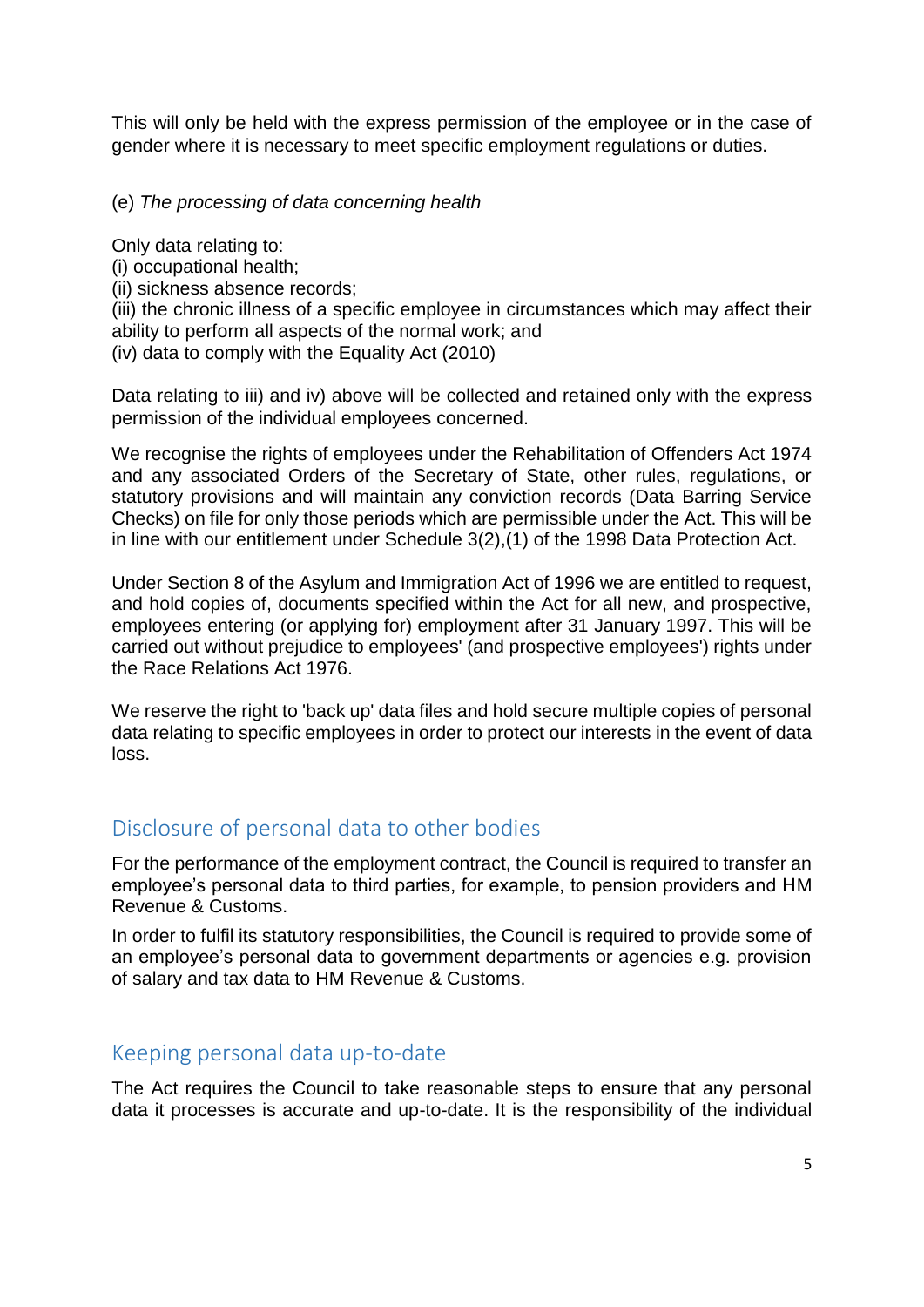This will only be held with the express permission of the employee or in the case of gender where it is necessary to meet specific employment regulations or duties.

(e) *The processing of data concerning health*

Only data relating to:
(i) occupational health;
(ii) sickness absence records;
(iii) the chronic illness of a specific employee in circumstances which may affect their ability to perform all aspects of the normal work; and
(iv) data to comply with the Equality Act (2010)

Data relating to iii) and iv) above will be collected and retained only with the express permission of the individual employees concerned.

We recognise the rights of employees under the Rehabilitation of Offenders Act 1974 and any associated Orders of the Secretary of State, other rules, regulations, or statutory provisions and will maintain any conviction records (Data Barring Service Checks) on file for only those periods which are permissible under the Act. This will be in line with our entitlement under Schedule 3(2),(1) of the 1998 Data Protection Act.

Under Section 8 of the Asylum and Immigration Act of 1996 we are entitled to request, and hold copies of, documents specified within the Act for all new, and prospective, employees entering (or applying for) employment after 31 January 1997. This will be carried out without prejudice to employees' (and prospective employees') rights under the Race Relations Act 1976.

We reserve the right to 'back up' data files and hold secure multiple copies of personal data relating to specific employees in order to protect our interests in the event of data loss.

## Disclosure of personal data to other bodies

For the performance of the employment contract, the Council is required to transfer an employee's personal data to third parties, for example, to pension providers and HM Revenue & Customs.

In order to fulfil its statutory responsibilities, the Council is required to provide some of an employee's personal data to government departments or agencies e.g. provision of salary and tax data to HM Revenue & Customs.

## Keeping personal data up-to-date

The Act requires the Council to take reasonable steps to ensure that any personal data it processes is accurate and up-to-date. It is the responsibility of the individual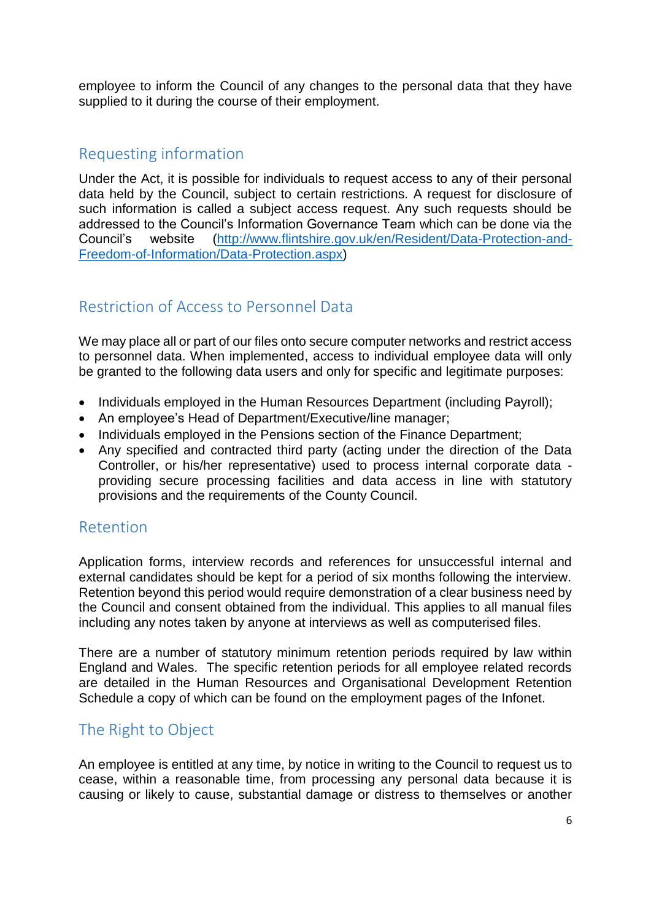employee to inform the Council of any changes to the personal data that they have supplied to it during the course of their employment.

## Requesting information

Under the Act, it is possible for individuals to request access to any of their personal data held by the Council, subject to certain restrictions. A request for disclosure of such information is called a subject access request. Any such requests should be addressed to the Council's Information Governance Team which can be done via the Council's website (http://www.flintshire.gov.uk/en/Resident/Data-Protection-and-Freedom-of-Information/Data-Protection.aspx)

## Restriction of Access to Personnel Data

We may place all or part of our files onto secure computer networks and restrict access to personnel data. When implemented, access to individual employee data will only be granted to the following data users and only for specific and legitimate purposes:

- Individuals employed in the Human Resources Department (including Payroll);
- An employee's Head of Department/Executive/line manager;
- Individuals employed in the Pensions section of the Finance Department;
- Any specified and contracted third party (acting under the direction of the Data Controller, or his/her representative) used to process internal corporate data - providing secure processing facilities and data access in line with statutory provisions and the requirements of the County Council.

## Retention

Application forms, interview records and references for unsuccessful internal and external candidates should be kept for a period of six months following the interview. Retention beyond this period would require demonstration of a clear business need by the Council and consent obtained from the individual. This applies to all manual files including any notes taken by anyone at interviews as well as computerised files.

There are a number of statutory minimum retention periods required by law within England and Wales. The specific retention periods for all employee related records are detailed in the Human Resources and Organisational Development Retention Schedule a copy of which can be found on the employment pages of the Infonet.

## The Right to Object

An employee is entitled at any time, by notice in writing to the Council to request us to cease, within a reasonable time, from processing any personal data because it is causing or likely to cause, substantial damage or distress to themselves or another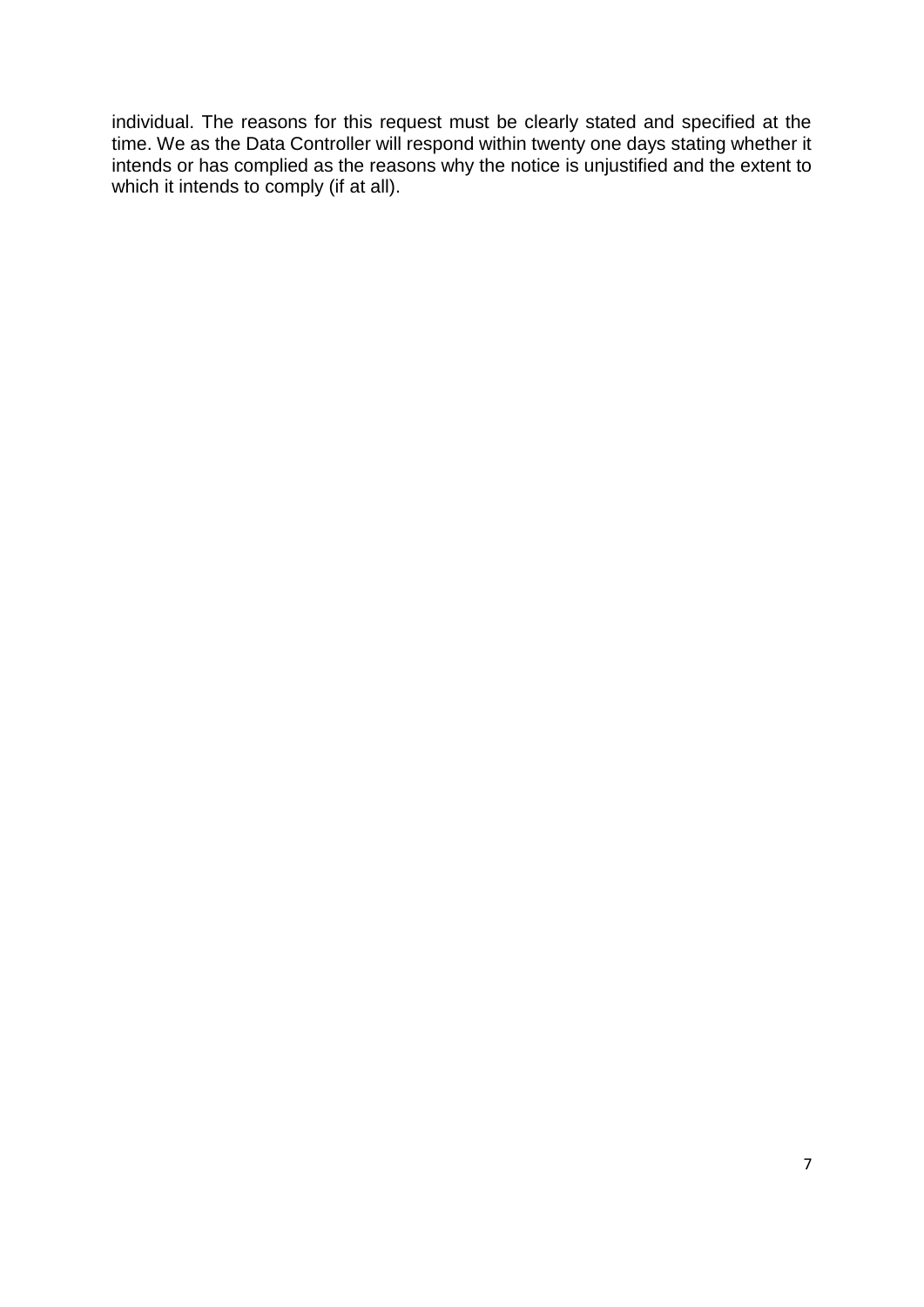individual. The reasons for this request must be clearly stated and specified at the time. We as the Data Controller will respond within twenty one days stating whether it intends or has complied as the reasons why the notice is unjustified and the extent to which it intends to comply (if at all).